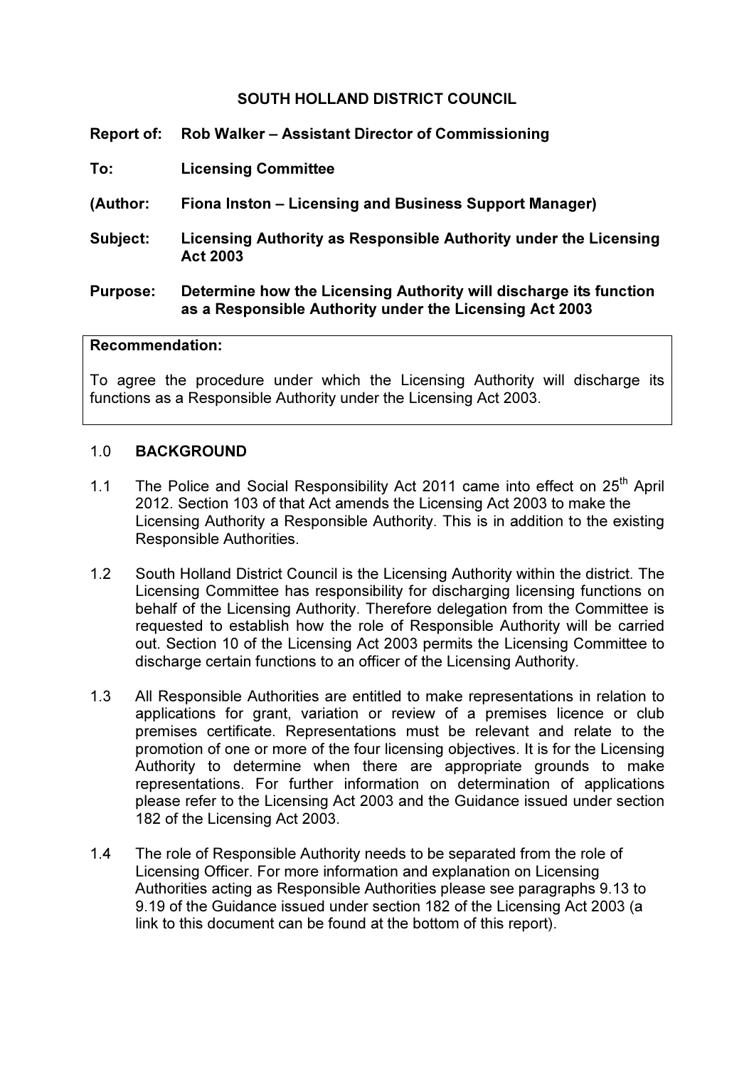# SOUTH HOLLAND DISTRICT COUNCIL

**Report of:** **Rob Walker – Assistant Director of Commissioning**

**To:** **Licensing Committee**

**(Author:** **Fiona Inston – Licensing and Business Support Manager)**

**Subject:** **Licensing Authority as Responsible Authority under the Licensing Act 2003**

**Purpose:** **Determine how the Licensing Authority will discharge its function as a Responsible Authority under the Licensing Act 2003**

| **Recommendation:** |
|---|
| To agree the procedure under which the Licensing Authority will discharge its functions as a Responsible Authority under the Licensing Act 2003. |

## 1.0 BACKGROUND

1.1 The Police and Social Responsibility Act 2011 came into effect on 25th April 2012. Section 103 of that Act amends the Licensing Act 2003 to make the Licensing Authority a Responsible Authority. This is in addition to the existing Responsible Authorities.

1.2 South Holland District Council is the Licensing Authority within the district. The Licensing Committee has responsibility for discharging licensing functions on behalf of the Licensing Authority. Therefore delegation from the Committee is requested to establish how the role of Responsible Authority will be carried out. Section 10 of the Licensing Act 2003 permits the Licensing Committee to discharge certain functions to an officer of the Licensing Authority.

1.3 All Responsible Authorities are entitled to make representations in relation to applications for grant, variation or review of a premises licence or club premises certificate. Representations must be relevant and relate to the promotion of one or more of the four licensing objectives. It is for the Licensing Authority to determine when there are appropriate grounds to make representations. For further information on determination of applications please refer to the Licensing Act 2003 and the Guidance issued under section 182 of the Licensing Act 2003.

1.4 The role of Responsible Authority needs to be separated from the role of Licensing Officer. For more information and explanation on Licensing Authorities acting as Responsible Authorities please see paragraphs 9.13 to 9.19 of the Guidance issued under section 182 of the Licensing Act 2003 (a link to this document can be found at the bottom of this report).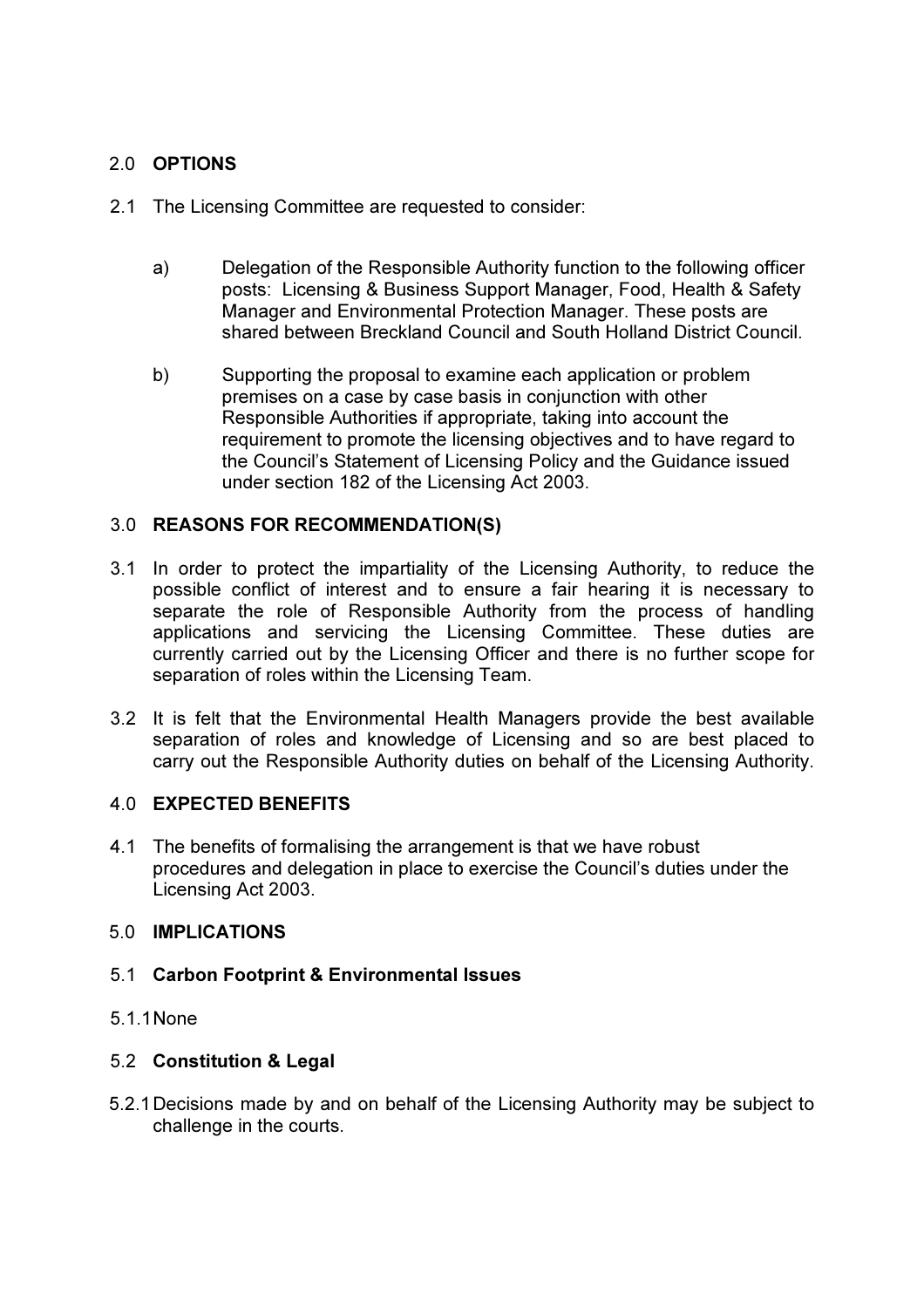## 2.0 OPTIONS

2.1 The Licensing Committee are requested to consider:

a) Delegation of the Responsible Authority function to the following officer posts: Licensing & Business Support Manager, Food, Health & Safety Manager and Environmental Protection Manager. These posts are shared between Breckland Council and South Holland District Council.

b) Supporting the proposal to examine each application or problem premises on a case by case basis in conjunction with other Responsible Authorities if appropriate, taking into account the requirement to promote the licensing objectives and to have regard to the Council's Statement of Licensing Policy and the Guidance issued under section 182 of the Licensing Act 2003.

## 3.0 REASONS FOR RECOMMENDATION(S)

3.1 In order to protect the impartiality of the Licensing Authority, to reduce the possible conflict of interest and to ensure a fair hearing it is necessary to separate the role of Responsible Authority from the process of handling applications and servicing the Licensing Committee. These duties are currently carried out by the Licensing Officer and there is no further scope for separation of roles within the Licensing Team.

3.2 It is felt that the Environmental Health Managers provide the best available separation of roles and knowledge of Licensing and so are best placed to carry out the Responsible Authority duties on behalf of the Licensing Authority.

## 4.0 EXPECTED BENEFITS

4.1 The benefits of formalising the arrangement is that we have robust procedures and delegation in place to exercise the Council's duties under the Licensing Act 2003.

## 5.0 IMPLICATIONS

### 5.1 Carbon Footprint & Environmental Issues

5.1.1 None

### 5.2 Constitution & Legal

5.2.1 Decisions made by and on behalf of the Licensing Authority may be subject to challenge in the courts.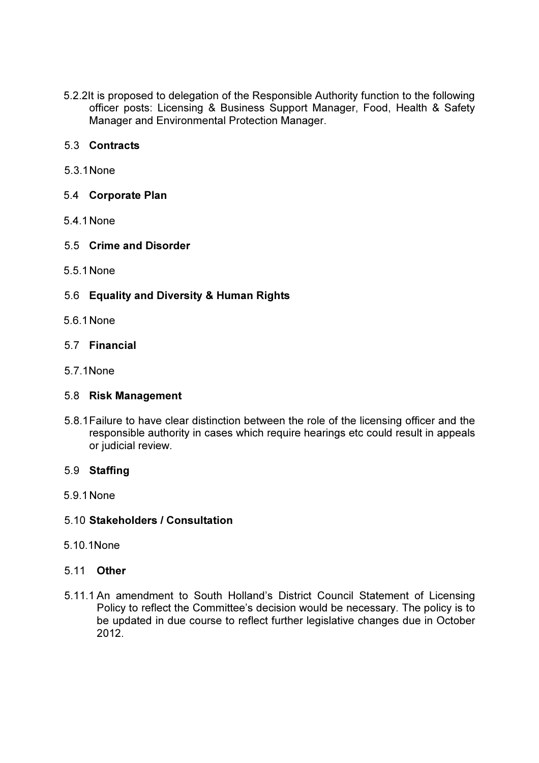5.2.2 It is proposed to delegation of the Responsible Authority function to the following officer posts: Licensing & Business Support Manager, Food, Health & Safety Manager and Environmental Protection Manager.

5.3 **Contracts**

5.3.1 None

5.4 **Corporate Plan**

5.4.1 None

5.5 **Crime and Disorder**

5.5.1 None

5.6 **Equality and Diversity & Human Rights**

5.6.1 None

5.7 **Financial**

5.7.1 None

5.8 **Risk Management**

5.8.1 Failure to have clear distinction between the role of the licensing officer and the responsible authority in cases which require hearings etc could result in appeals or judicial review.

5.9 **Staffing**

5.9.1 None

5.10 **Stakeholders / Consultation**

5.10.1 None

5.11 **Other**

5.11.1 An amendment to South Holland's District Council Statement of Licensing Policy to reflect the Committee's decision would be necessary. The policy is to be updated in due course to reflect further legislative changes due in October 2012.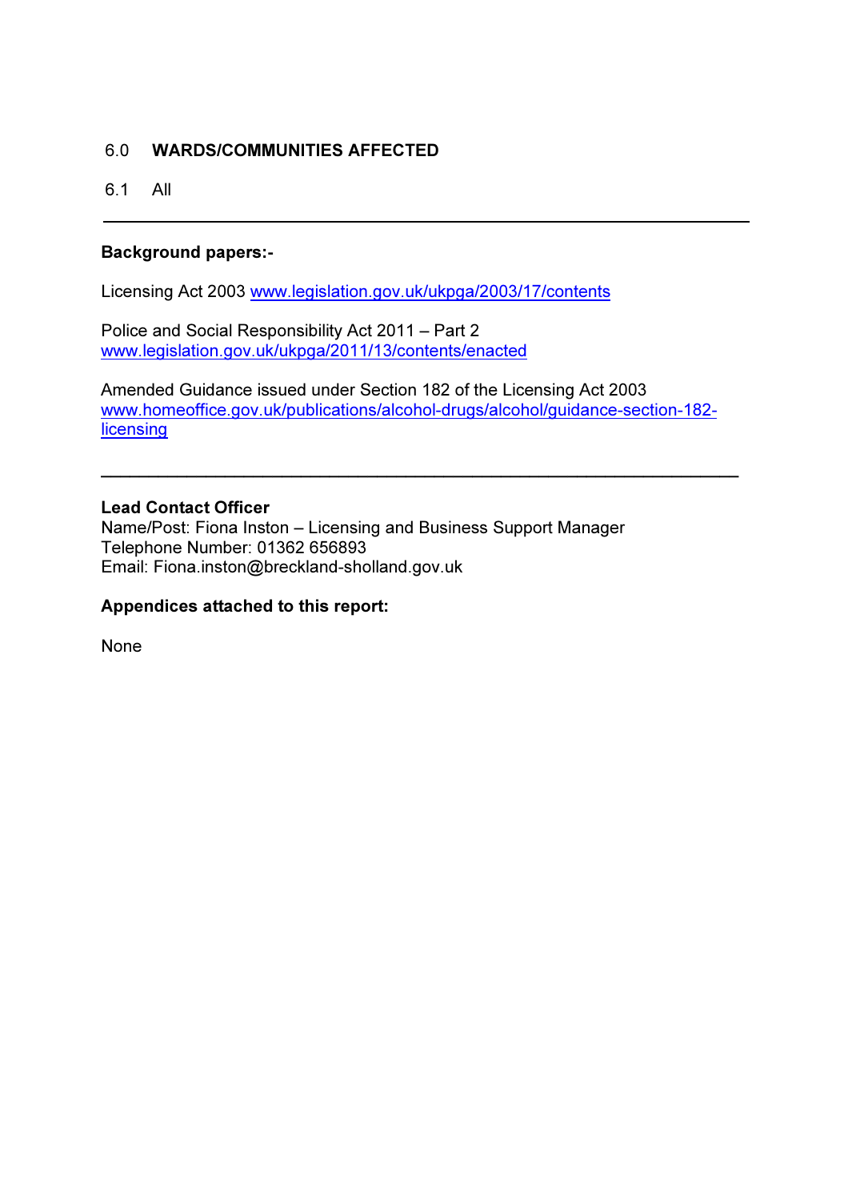6.0 **WARDS/COMMUNITIES AFFECTED**

6.1 All

---

**Background papers:-**

Licensing Act 2003 www.legislation.gov.uk/ukpga/2003/17/contents

Police and Social Responsibility Act 2011 – Part 2
www.legislation.gov.uk/ukpga/2011/13/contents/enacted

Amended Guidance issued under Section 182 of the Licensing Act 2003
www.homeoffice.gov.uk/publications/alcohol-drugs/alcohol/guidance-section-182-licensing

---

**Lead Contact Officer**
Name/Post: Fiona Inston – Licensing and Business Support Manager
Telephone Number: 01362 656893
Email: Fiona.inston@breckland-sholland.gov.uk

**Appendices attached to this report:**

None